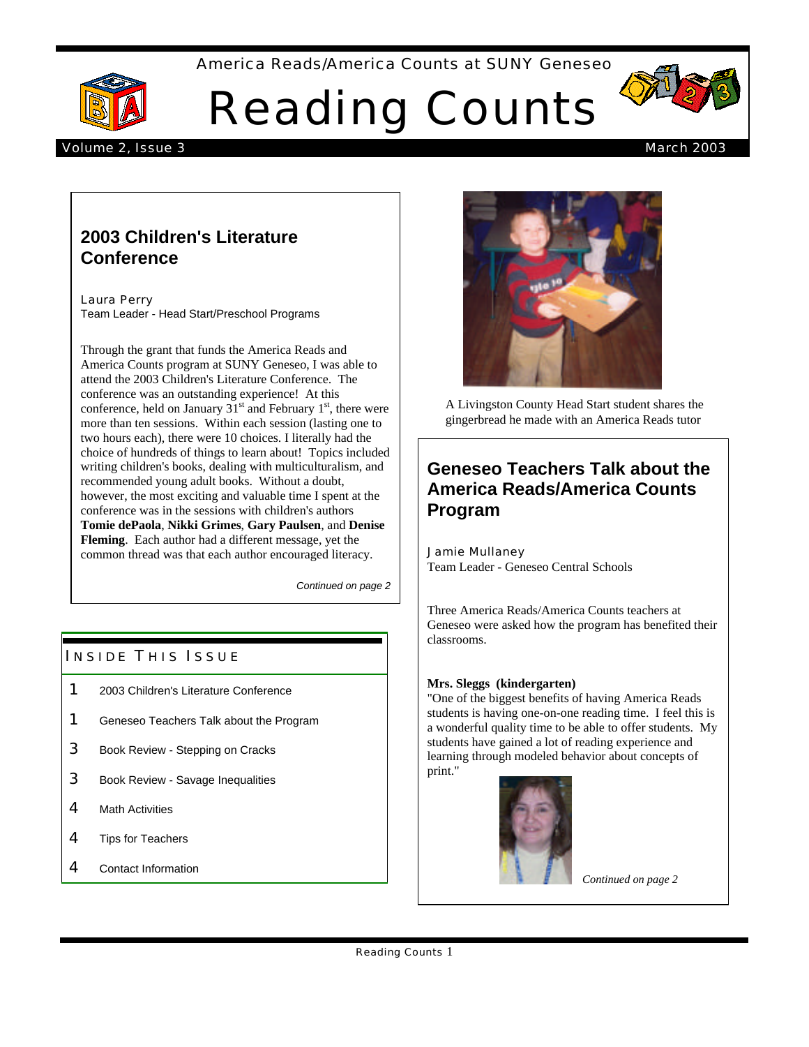America Reads/America Counts at SUNY Geneseo

# Reading Counts

Volume 2, Issue 3 — March 2003

## 2003 Children's Literature Conference

Laura Perry
Team Leader - Head Start/Preschool Programs

Through the grant that funds the America Reads and America Counts program at SUNY Geneseo, I was able to attend the 2003 Children's Literature Conference. The conference was an outstanding experience! At this conference, held on January 31st and February 1st, there were more than ten sessions. Within each session (lasting one to two hours each), there were 10 choices. I literally had the choice of hundreds of things to learn about! Topics included writing children's books, dealing with multiculturalism, and recommended young adult books. Without a doubt, however, the most exciting and valuable time I spent at the conference was in the sessions with children's authors **Tomie dePaola**, **Nikki Grimes**, **Gary Paulsen**, and **Denise Fleming**. Each author had a different message, yet the common thread was that each author encouraged literacy.

*Continued on page 2*

### Inside This Issue

| | |
|---|---|
| 1 | 2003 Children's Literature Conference |
| 1 | Geneseo Teachers Talk about the Program |
| 3 | Book Review - Stepping on Cracks |
| 3 | Book Review - Savage Inequalities |
| 4 | Math Activities |
| 4 | Tips for Teachers |
| 4 | Contact Information |

A Livingston County Head Start student shares the gingerbread he made with an America Reads tutor

## Geneseo Teachers Talk about the America Reads/America Counts Program

Jamie Mullaney
Team Leader - Geneseo Central Schools

Three America Reads/America Counts teachers at Geneseo were asked how the program has benefited their classrooms.

**Mrs. Sleggs (kindergarten)**
"One of the biggest benefits of having America Reads students is having one-on-one reading time. I feel this is a wonderful quality time to be able to offer students. My students have gained a lot of reading experience and learning through modeled behavior about concepts of print."

*Continued on page 2*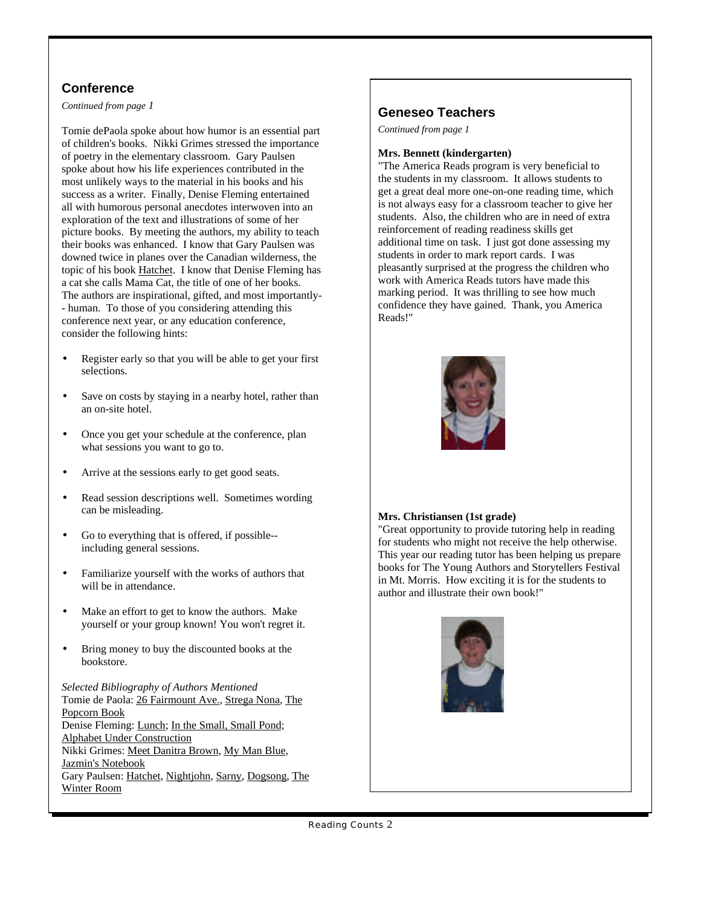## Conference

*Continued from page 1*

Tomie dePaola spoke about how humor is an essential part of children's books. Nikki Grimes stressed the importance of poetry in the elementary classroom. Gary Paulsen spoke about how his life experiences contributed in the most unlikely ways to the material in his books and his success as a writer. Finally, Denise Fleming entertained all with humorous personal anecdotes interwoven into an exploration of the text and illustrations of some of her picture books. By meeting the authors, my ability to teach their books was enhanced. I know that Gary Paulsen was downed twice in planes over the Canadian wilderness, the topic of his book Hatchet. I know that Denise Fleming has a cat she calls Mama Cat, the title of one of her books. The authors are inspirational, gifted, and most importantly-- human. To those of you considering attending this conference next year, or any education conference, consider the following hints:

- Register early so that you will be able to get your first selections.
- Save on costs by staying in a nearby hotel, rather than an on-site hotel.
- Once you get your schedule at the conference, plan what sessions you want to go to.
- Arrive at the sessions early to get good seats.
- Read session descriptions well. Sometimes wording can be misleading.
- Go to everything that is offered, if possible--including general sessions.
- Familiarize yourself with the works of authors that will be in attendance.
- Make an effort to get to know the authors. Make yourself or your group known! You won't regret it.
- Bring money to buy the discounted books at the bookstore.

*Selected Bibliography of Authors Mentioned*
Tomie de Paola: 26 Fairmount Ave., Strega Nona, The Popcorn Book
Denise Fleming: Lunch; In the Small, Small Pond; Alphabet Under Construction
Nikki Grimes: Meet Danitra Brown, My Man Blue, Jazmin's Notebook
Gary Paulsen: Hatchet, Nightjohn, Sarny, Dogsong, The Winter Room

## Geneseo Teachers

*Continued from page 1*

**Mrs. Bennett (kindergarten)**
"The America Reads program is very beneficial to the students in my classroom. It allows students to get a great deal more one-on-one reading time, which is not always easy for a classroom teacher to give her students. Also, the children who are in need of extra reinforcement of reading readiness skills get additional time on task. I just got done assessing my students in order to mark report cards. I was pleasantly surprised at the progress the children who work with America Reads tutors have made this marking period. It was thrilling to see how much confidence they have gained. Thank, you America Reads!"

**Mrs. Christiansen (1st grade)**
"Great opportunity to provide tutoring help in reading for students who might not receive the help otherwise. This year our reading tutor has been helping us prepare books for The Young Authors and Storytellers Festival in Mt. Morris. How exciting it is for the students to author and illustrate their own book!"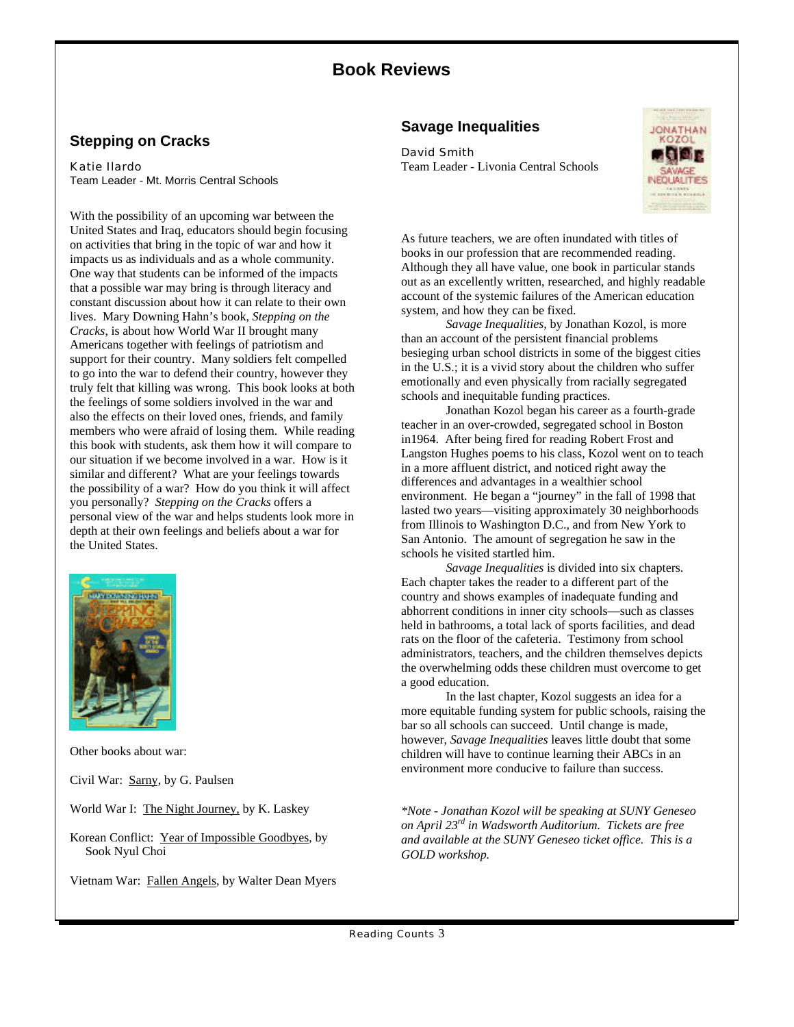# Book Reviews

## Stepping on Cracks

Katie Ilardo
Team Leader - Mt. Morris Central Schools

With the possibility of an upcoming war between the United States and Iraq, educators should begin focusing on activities that bring in the topic of war and how it impacts us as individuals and as a whole community. One way that students can be informed of the impacts that a possible war may bring is through literacy and constant discussion about how it can relate to their own lives. Mary Downing Hahn's book, *Stepping on the Cracks*, is about how World War II brought many Americans together with feelings of patriotism and support for their country. Many soldiers felt compelled to go into the war to defend their country, however they truly felt that killing was wrong. This book looks at both the feelings of some soldiers involved in the war and also the effects on their loved ones, friends, and family members who were afraid of losing them. While reading this book with students, ask them how it will compare to our situation if we become involved in a war. How is it similar and different? What are your feelings towards the possibility of a war? How do you think it will affect you personally? *Stepping on the Cracks* offers a personal view of the war and helps students look more in depth at their own feelings and beliefs about a war for the United States.

Other books about war:

Civil War: Sarny, by G. Paulsen

World War I: The Night Journey, by K. Laskey

Korean Conflict: Year of Impossible Goodbyes, by Sook Nyul Choi

Vietnam War: Fallen Angels, by Walter Dean Myers

## Savage Inequalities

David Smith
Team Leader - Livonia Central Schools

As future teachers, we are often inundated with titles of books in our profession that are recommended reading. Although they all have value, one book in particular stands out as an excellently written, researched, and highly readable account of the systemic failures of the American education system, and how they can be fixed.

*Savage Inequalities*, by Jonathan Kozol, is more than an account of the persistent financial problems besieging urban school districts in some of the biggest cities in the U.S.; it is a vivid story about the children who suffer emotionally and even physically from racially segregated schools and inequitable funding practices.

Jonathan Kozol began his career as a fourth-grade teacher in an over-crowded, segregated school in Boston in1964. After being fired for reading Robert Frost and Langston Hughes poems to his class, Kozol went on to teach in a more affluent district, and noticed right away the differences and advantages in a wealthier school environment. He began a "journey" in the fall of 1998 that lasted two years—visiting approximately 30 neighborhoods from Illinois to Washington D.C., and from New York to San Antonio. The amount of segregation he saw in the schools he visited startled him.

*Savage Inequalities* is divided into six chapters. Each chapter takes the reader to a different part of the country and shows examples of inadequate funding and abhorrent conditions in inner city schools—such as classes held in bathrooms, a total lack of sports facilities, and dead rats on the floor of the cafeteria. Testimony from school administrators, teachers, and the children themselves depicts the overwhelming odds these children must overcome to get a good education.

In the last chapter, Kozol suggests an idea for a more equitable funding system for public schools, raising the bar so all schools can succeed. Until change is made, however, *Savage Inequalities* leaves little doubt that some children will have to continue learning their ABCs in an environment more conducive to failure than success.

*\*Note - Jonathan Kozol will be speaking at SUNY Geneseo on April 23rd in Wadsworth Auditorium. Tickets are free and available at the SUNY Geneseo ticket office. This is a GOLD workshop.*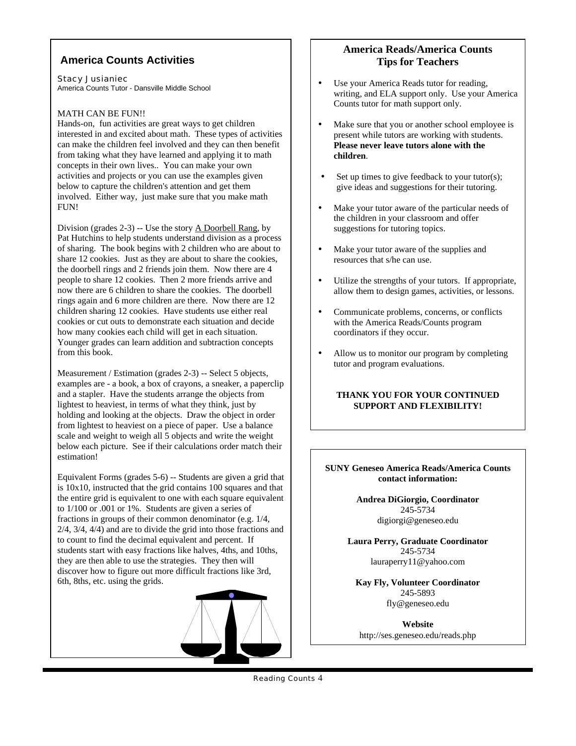## America Counts Activities

Stacy Jusianiec
America Counts Tutor - Dansville Middle School

MATH CAN BE FUN!!
Hands-on, fun activities are great ways to get children interested in and excited about math. These types of activities can make the children feel involved and they can then benefit from taking what they have learned and applying it to math concepts in their own lives.. You can make your own activities and projects or you can use the examples given below to capture the children's attention and get them involved. Either way, just make sure that you make math FUN!

Division (grades 2-3) -- Use the story A Doorbell Rang, by Pat Hutchins to help students understand division as a process of sharing. The book begins with 2 children who are about to share 12 cookies. Just as they are about to share the cookies, the doorbell rings and 2 friends join them. Now there are 4 people to share 12 cookies. Then 2 more friends arrive and now there are 6 children to share the cookies. The doorbell rings again and 6 more children are there. Now there are 12 children sharing 12 cookies. Have students use either real cookies or cut outs to demonstrate each situation and decide how many cookies each child will get in each situation. Younger grades can learn addition and subtraction concepts from this book.

Measurement / Estimation (grades 2-3) -- Select 5 objects, examples are - a book, a box of crayons, a sneaker, a paperclip and a stapler. Have the students arrange the objects from lightest to heaviest, in terms of what they think, just by holding and looking at the objects. Draw the object in order from lightest to heaviest on a piece of paper. Use a balance scale and weight to weigh all 5 objects and write the weight below each picture. See if their calculations order match their estimation!

Equivalent Forms (grades 5-6) -- Students are given a grid that is 10x10, instructed that the grid contains 100 squares and that the entire grid is equivalent to one with each square equivalent to 1/100 or .001 or 1%. Students are given a series of fractions in groups of their common denominator (e.g. 1/4, 2/4, 3/4, 4/4) and are to divide the grid into those fractions and to count to find the decimal equivalent and percent. If students start with easy fractions like halves, 4ths, and 10ths, they are then able to use the strategies. They then will discover how to figure out more difficult fractions like 3rd, 6th, 8ths, etc. using the grids.

## America Reads/America Counts Tips for Teachers

- Use your America Reads tutor for reading, writing, and ELA support only. Use your America Counts tutor for math support only.
- Make sure that you or another school employee is present while tutors are working with students. **Please never leave tutors alone with the children**.
- Set up times to give feedback to your tutor(s); give ideas and suggestions for their tutoring.
- Make your tutor aware of the particular needs of the children in your classroom and offer suggestions for tutoring topics.
- Make your tutor aware of the supplies and resources that s/he can use.
- Utilize the strengths of your tutors. If appropriate, allow them to design games, activities, or lessons.
- Communicate problems, concerns, or conflicts with the America Reads/Counts program coordinators if they occur.
- Allow us to monitor our program by completing tutor and program evaluations.

**THANK YOU FOR YOUR CONTINUED SUPPORT AND FLEXIBILITY!**

**SUNY Geneseo America Reads/America Counts contact information:**

**Andrea DiGiorgio, Coordinator**
245-5734
digiorgi@geneseo.edu

**Laura Perry, Graduate Coordinator**
245-5734
lauraperry11@yahoo.com

**Kay Fly, Volunteer Coordinator**
245-5893
fly@geneseo.edu

**Website**
http://ses.geneseo.edu/reads.php